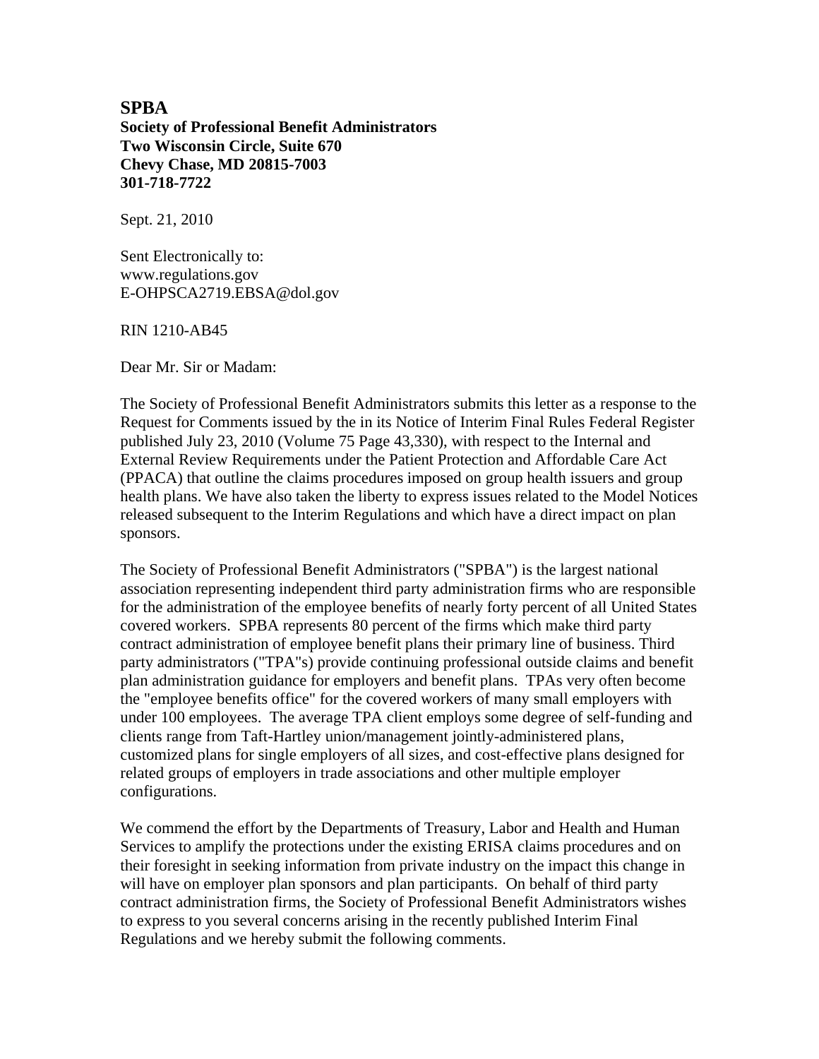**SPBA**

**Society of Professional Benefit Administrators**
**Two Wisconsin Circle, Suite 670**
**Chevy Chase, MD 20815-7003**
**301-718-7722**

Sept. 21, 2010

Sent Electronically to:
www.regulations.gov
E-OHPSCA2719.EBSA@dol.gov

RIN 1210-AB45

Dear Mr. Sir or Madam:

The Society of Professional Benefit Administrators submits this letter as a response to the Request for Comments issued by the in its Notice of Interim Final Rules Federal Register published July 23, 2010 (Volume 75 Page 43,330), with respect to the Internal and External Review Requirements under the Patient Protection and Affordable Care Act (PPACA) that outline the claims procedures imposed on group health issuers and group health plans. We have also taken the liberty to express issues related to the Model Notices released subsequent to the Interim Regulations and which have a direct impact on plan sponsors.

The Society of Professional Benefit Administrators ("SPBA") is the largest national association representing independent third party administration firms who are responsible for the administration of the employee benefits of nearly forty percent of all United States covered workers. SPBA represents 80 percent of the firms which make third party contract administration of employee benefit plans their primary line of business. Third party administrators ("TPA"s) provide continuing professional outside claims and benefit plan administration guidance for employers and benefit plans. TPAs very often become the "employee benefits office" for the covered workers of many small employers with under 100 employees. The average TPA client employs some degree of self-funding and clients range from Taft-Hartley union/management jointly-administered plans, customized plans for single employers of all sizes, and cost-effective plans designed for related groups of employers in trade associations and other multiple employer configurations.

We commend the effort by the Departments of Treasury, Labor and Health and Human Services to amplify the protections under the existing ERISA claims procedures and on their foresight in seeking information from private industry on the impact this change in will have on employer plan sponsors and plan participants. On behalf of third party contract administration firms, the Society of Professional Benefit Administrators wishes to express to you several concerns arising in the recently published Interim Final Regulations and we hereby submit the following comments.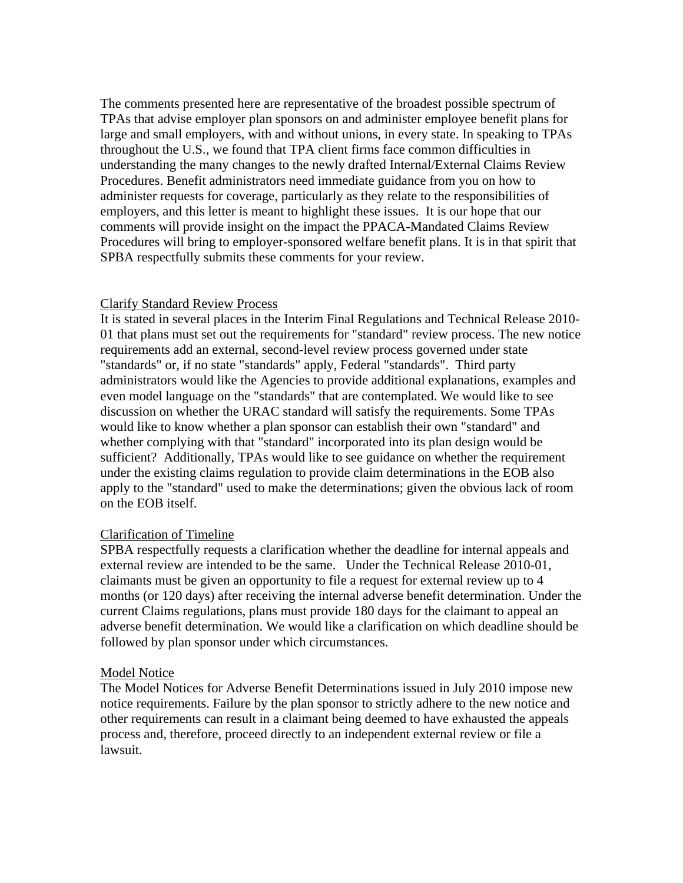The comments presented here are representative of the broadest possible spectrum of TPAs that advise employer plan sponsors on and administer employee benefit plans for large and small employers, with and without unions, in every state. In speaking to TPAs throughout the U.S., we found that TPA client firms face common difficulties in understanding the many changes to the newly drafted Internal/External Claims Review Procedures. Benefit administrators need immediate guidance from you on how to administer requests for coverage, particularly as they relate to the responsibilities of employers, and this letter is meant to highlight these issues. It is our hope that our comments will provide insight on the impact the PPACA-Mandated Claims Review Procedures will bring to employer-sponsored welfare benefit plans. It is in that spirit that SPBA respectfully submits these comments for your review.

## Clarify Standard Review Process

It is stated in several places in the Interim Final Regulations and Technical Release 2010-01 that plans must set out the requirements for "standard" review process. The new notice requirements add an external, second-level review process governed under state "standards" or, if no state "standards" apply, Federal "standards". Third party administrators would like the Agencies to provide additional explanations, examples and even model language on the "standards" that are contemplated. We would like to see discussion on whether the URAC standard will satisfy the requirements. Some TPAs would like to know whether a plan sponsor can establish their own "standard" and whether complying with that "standard" incorporated into its plan design would be sufficient? Additionally, TPAs would like to see guidance on whether the requirement under the existing claims regulation to provide claim determinations in the EOB also apply to the "standard" used to make the determinations; given the obvious lack of room on the EOB itself.

## Clarification of Timeline

SPBA respectfully requests a clarification whether the deadline for internal appeals and external review are intended to be the same. Under the Technical Release 2010-01, claimants must be given an opportunity to file a request for external review up to 4 months (or 120 days) after receiving the internal adverse benefit determination. Under the current Claims regulations, plans must provide 180 days for the claimant to appeal an adverse benefit determination. We would like a clarification on which deadline should be followed by plan sponsor under which circumstances.

## Model Notice

The Model Notices for Adverse Benefit Determinations issued in July 2010 impose new notice requirements. Failure by the plan sponsor to strictly adhere to the new notice and other requirements can result in a claimant being deemed to have exhausted the appeals process and, therefore, proceed directly to an independent external review or file a lawsuit.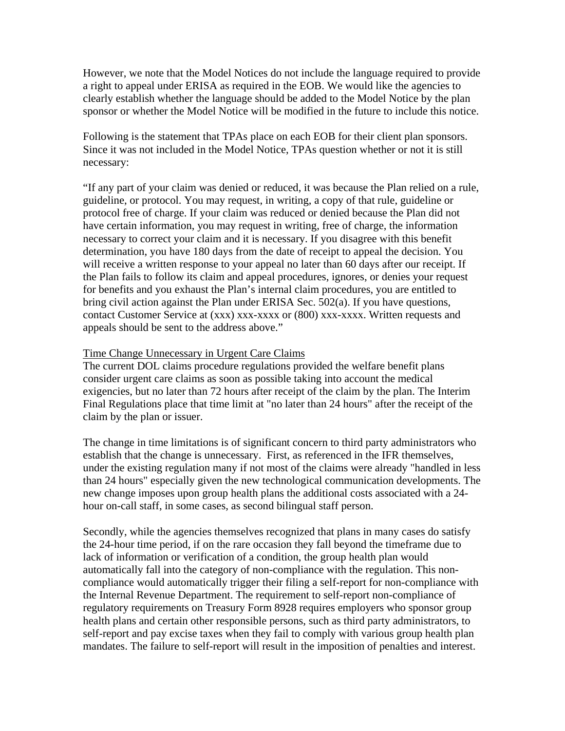However, we note that the Model Notices do not include the language required to provide a right to appeal under ERISA as required in the EOB. We would like the agencies to clearly establish whether the language should be added to the Model Notice by the plan sponsor or whether the Model Notice will be modified in the future to include this notice.

Following is the statement that TPAs place on each EOB for their client plan sponsors. Since it was not included in the Model Notice, TPAs question whether or not it is still necessary:

"If any part of your claim was denied or reduced, it was because the Plan relied on a rule, guideline, or protocol. You may request, in writing, a copy of that rule, guideline or protocol free of charge. If your claim was reduced or denied because the Plan did not have certain information, you may request in writing, free of charge, the information necessary to correct your claim and it is necessary. If you disagree with this benefit determination, you have 180 days from the date of receipt to appeal the decision. You will receive a written response to your appeal no later than 60 days after our receipt. If the Plan fails to follow its claim and appeal procedures, ignores, or denies your request for benefits and you exhaust the Plan's internal claim procedures, you are entitled to bring civil action against the Plan under ERISA Sec. 502(a). If you have questions, contact Customer Service at (xxx) xxx-xxxx or (800) xxx-xxxx. Written requests and appeals should be sent to the address above."

<u>Time Change Unnecessary in Urgent Care Claims</u>

The current DOL claims procedure regulations provided the welfare benefit plans consider urgent care claims as soon as possible taking into account the medical exigencies, but no later than 72 hours after receipt of the claim by the plan. The Interim Final Regulations place that time limit at "no later than 24 hours" after the receipt of the claim by the plan or issuer.

The change in time limitations is of significant concern to third party administrators who establish that the change is unnecessary. First, as referenced in the IFR themselves, under the existing regulation many if not most of the claims were already "handled in less than 24 hours" especially given the new technological communication developments. The new change imposes upon group health plans the additional costs associated with a 24-hour on-call staff, in some cases, as second bilingual staff person.

Secondly, while the agencies themselves recognized that plans in many cases do satisfy the 24-hour time period, if on the rare occasion they fall beyond the timeframe due to lack of information or verification of a condition, the group health plan would automatically fall into the category of non-compliance with the regulation. This non-compliance would automatically trigger their filing a self-report for non-compliance with the Internal Revenue Department. The requirement to self-report non-compliance of regulatory requirements on Treasury Form 8928 requires employers who sponsor group health plans and certain other responsible persons, such as third party administrators, to self-report and pay excise taxes when they fail to comply with various group health plan mandates. The failure to self-report will result in the imposition of penalties and interest.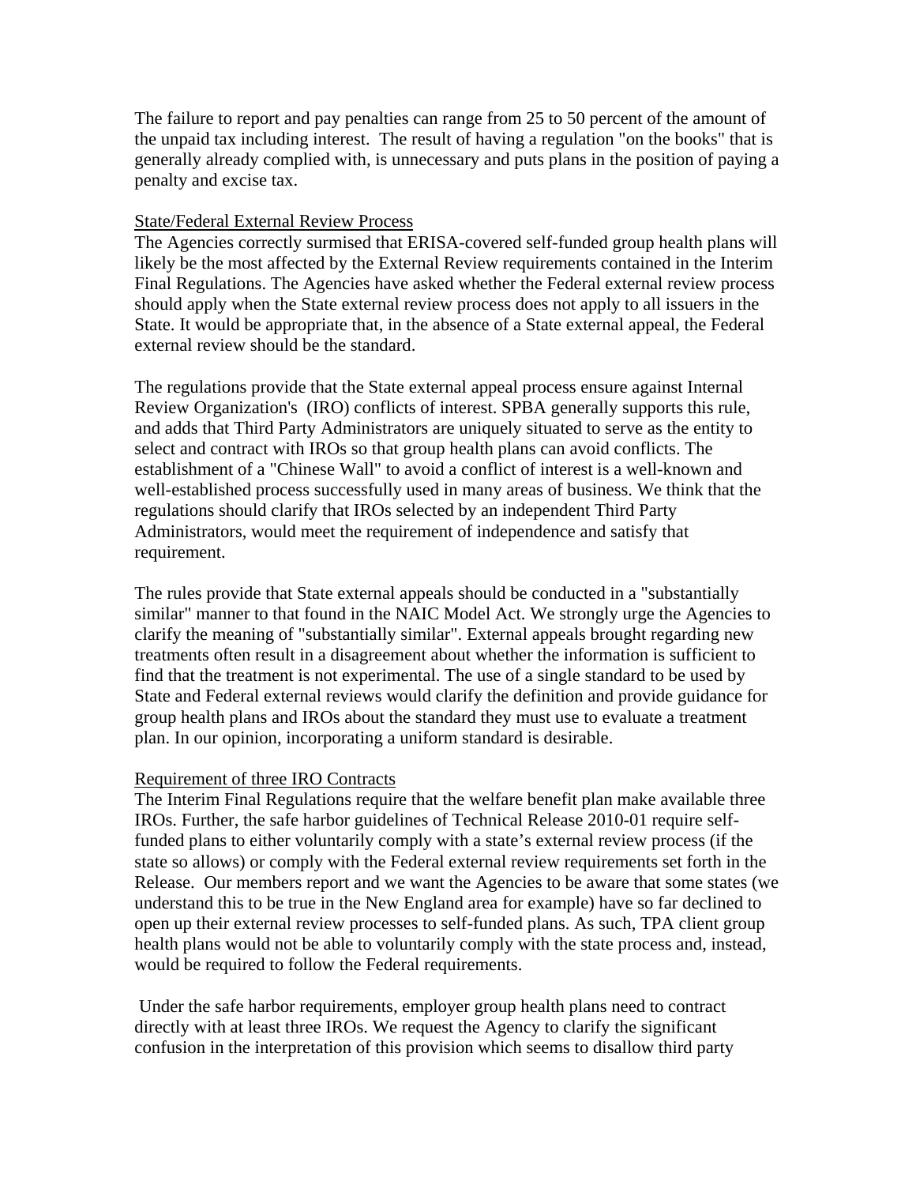The failure to report and pay penalties can range from 25 to 50 percent of the amount of the unpaid tax including interest. The result of having a regulation "on the books" that is generally already complied with, is unnecessary and puts plans in the position of paying a penalty and excise tax.

State/Federal External Review Process

The Agencies correctly surmised that ERISA-covered self-funded group health plans will likely be the most affected by the External Review requirements contained in the Interim Final Regulations. The Agencies have asked whether the Federal external review process should apply when the State external review process does not apply to all issuers in the State. It would be appropriate that, in the absence of a State external appeal, the Federal external review should be the standard.

The regulations provide that the State external appeal process ensure against Internal Review Organization's (IRO) conflicts of interest. SPBA generally supports this rule, and adds that Third Party Administrators are uniquely situated to serve as the entity to select and contract with IROs so that group health plans can avoid conflicts. The establishment of a "Chinese Wall" to avoid a conflict of interest is a well-known and well-established process successfully used in many areas of business. We think that the regulations should clarify that IROs selected by an independent Third Party Administrators, would meet the requirement of independence and satisfy that requirement.

The rules provide that State external appeals should be conducted in a "substantially similar" manner to that found in the NAIC Model Act. We strongly urge the Agencies to clarify the meaning of "substantially similar". External appeals brought regarding new treatments often result in a disagreement about whether the information is sufficient to find that the treatment is not experimental. The use of a single standard to be used by State and Federal external reviews would clarify the definition and provide guidance for group health plans and IROs about the standard they must use to evaluate a treatment plan. In our opinion, incorporating a uniform standard is desirable.

Requirement of three IRO Contracts

The Interim Final Regulations require that the welfare benefit plan make available three IROs. Further, the safe harbor guidelines of Technical Release 2010-01 require self-funded plans to either voluntarily comply with a state's external review process (if the state so allows) or comply with the Federal external review requirements set forth in the Release. Our members report and we want the Agencies to be aware that some states (we understand this to be true in the New England area for example) have so far declined to open up their external review processes to self-funded plans. As such, TPA client group health plans would not be able to voluntarily comply with the state process and, instead, would be required to follow the Federal requirements.

Under the safe harbor requirements, employer group health plans need to contract directly with at least three IROs. We request the Agency to clarify the significant confusion in the interpretation of this provision which seems to disallow third party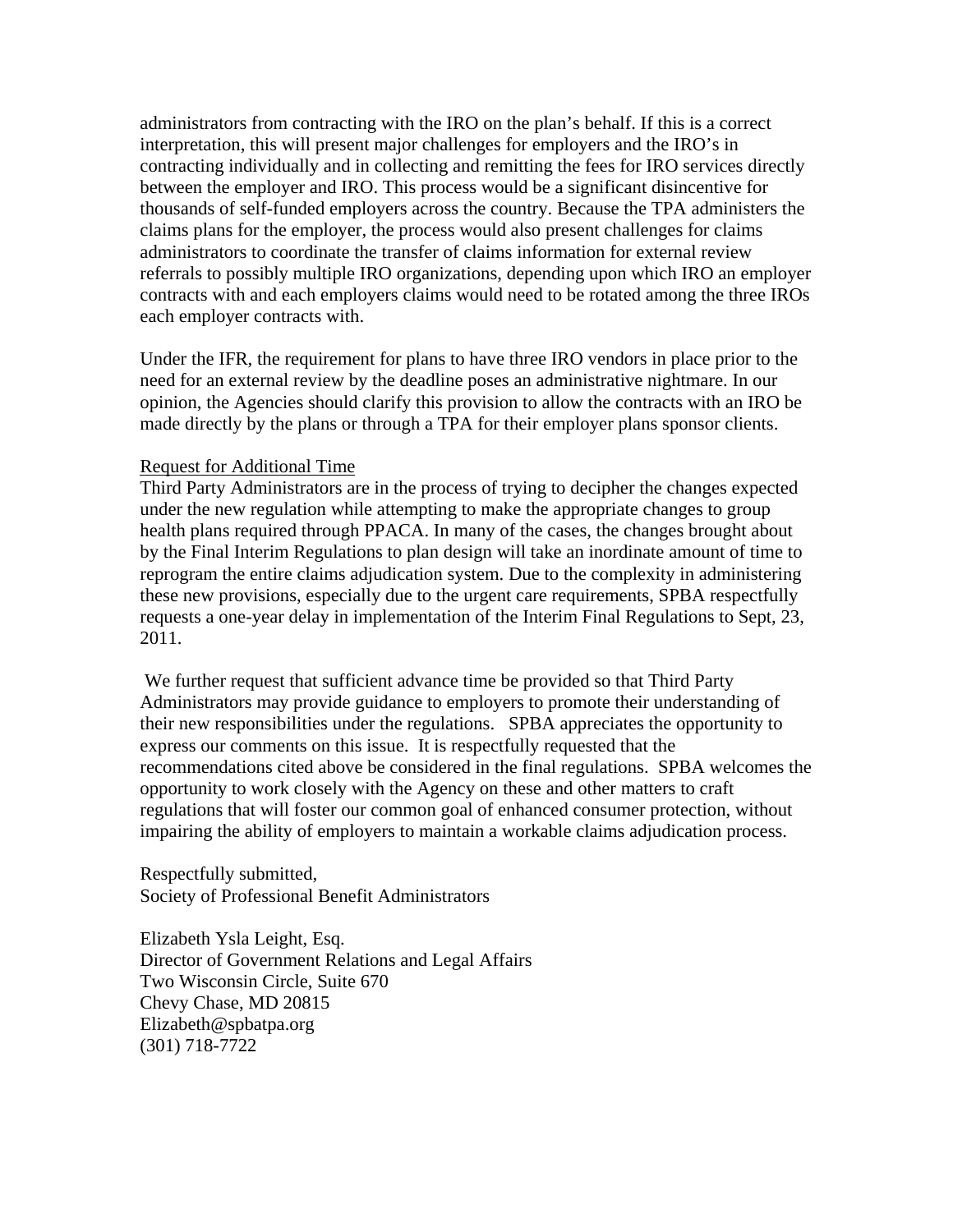administrators from contracting with the IRO on the plan's behalf. If this is a correct interpretation, this will present major challenges for employers and the IRO's in contracting individually and in collecting and remitting the fees for IRO services directly between the employer and IRO. This process would be a significant disincentive for thousands of self-funded employers across the country. Because the TPA administers the claims plans for the employer, the process would also present challenges for claims administrators to coordinate the transfer of claims information for external review referrals to possibly multiple IRO organizations, depending upon which IRO an employer contracts with and each employers claims would need to be rotated among the three IROs each employer contracts with.

Under the IFR, the requirement for plans to have three IRO vendors in place prior to the need for an external review by the deadline poses an administrative nightmare. In our opinion, the Agencies should clarify this provision to allow the contracts with an IRO be made directly by the plans or through a TPA for their employer plans sponsor clients.

<u>Request for Additional Time</u>

Third Party Administrators are in the process of trying to decipher the changes expected under the new regulation while attempting to make the appropriate changes to group health plans required through PPACA. In many of the cases, the changes brought about by the Final Interim Regulations to plan design will take an inordinate amount of time to reprogram the entire claims adjudication system. Due to the complexity in administering these new provisions, especially due to the urgent care requirements, SPBA respectfully requests a one-year delay in implementation of the Interim Final Regulations to Sept, 23, 2011.

We further request that sufficient advance time be provided so that Third Party Administrators may provide guidance to employers to promote their understanding of their new responsibilities under the regulations. SPBA appreciates the opportunity to express our comments on this issue. It is respectfully requested that the recommendations cited above be considered in the final regulations. SPBA welcomes the opportunity to work closely with the Agency on these and other matters to craft regulations that will foster our common goal of enhanced consumer protection, without impairing the ability of employers to maintain a workable claims adjudication process.

Respectfully submitted,
Society of Professional Benefit Administrators

Elizabeth Ysla Leight, Esq.
Director of Government Relations and Legal Affairs
Two Wisconsin Circle, Suite 670
Chevy Chase, MD 20815
Elizabeth@spbatpa.org
(301) 718-7722